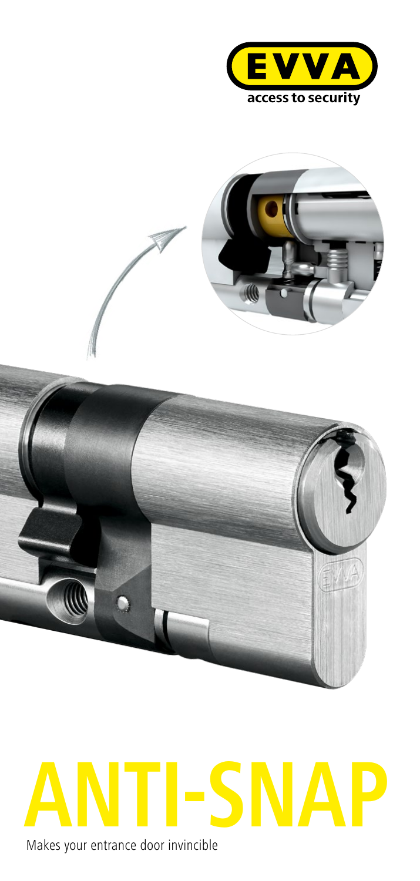EVVA

access to security

# ANTI-SNAP

Makes your entrance door invincible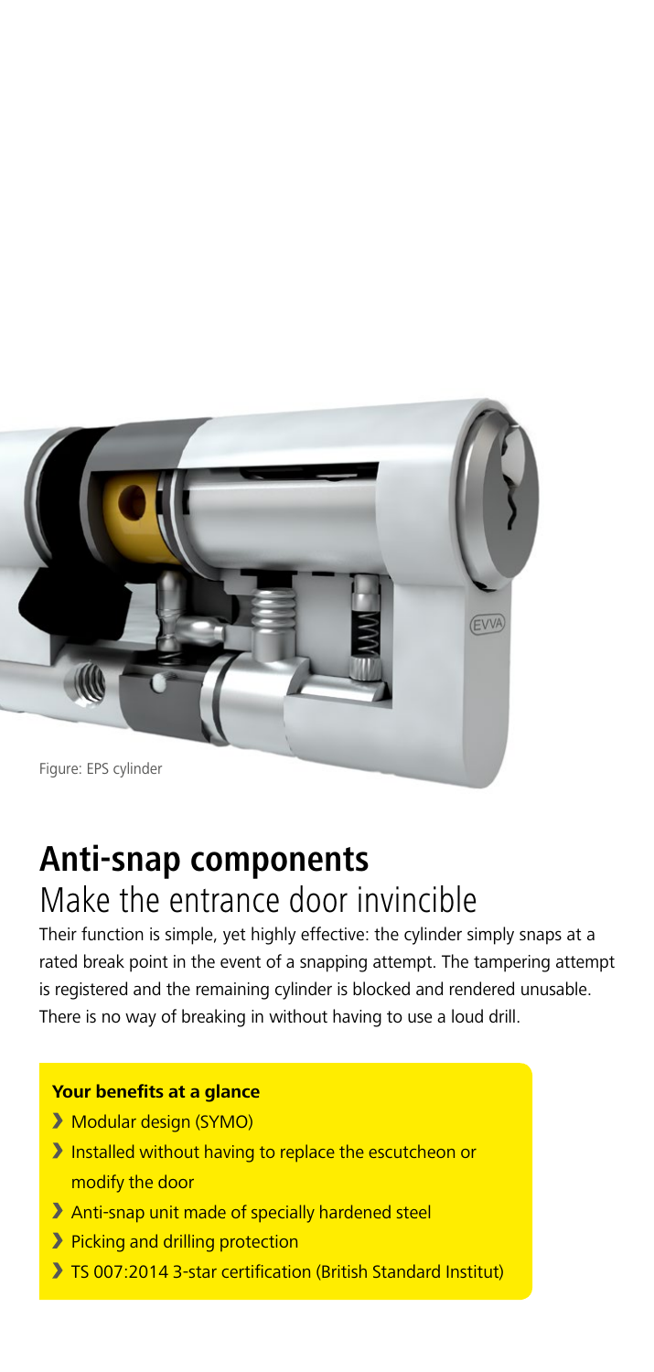Figure: EPS cylinder

## Anti-snap components

### Make the entrance door invincible

Their function is simple, yet highly effective: the cylinder simply snaps at a rated break point in the event of a snapping attempt. The tampering attempt is registered and the remaining cylinder is blocked and rendered unusable. There is no way of breaking in without having to use a loud drill.

**Your benefits at a glance**

- Modular design (SYMO)
- Installed without having to replace the escutcheon or modify the door
- Anti-snap unit made of specially hardened steel
- Picking and drilling protection
- TS 007:2014 3-star certification (British Standard Institut)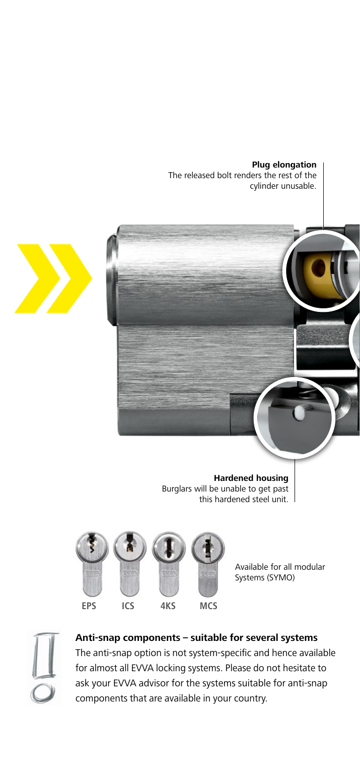**Plug elongation**
The released bolt renders the rest of the cylinder unusable.

**Hardened housing**
Burglars will be unable to get past this hardened steel unit.

EPS ICS 4KS MCS

Available for all modular Systems (SYMO)

**Anti-snap components – suitable for several systems**

The anti-snap option is not system-specific and hence available for almost all EVVA locking systems. Please do not hesitate to ask your EVVA advisor for the systems suitable for anti-snap components that are available in your country.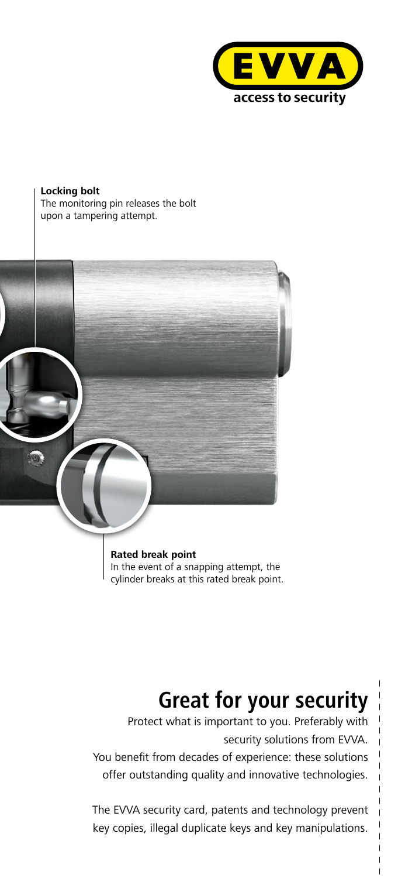**Locking bolt**
The monitoring pin releases the bolt upon a tampering attempt.

**Rated break point**
In the event of a snapping attempt, the cylinder breaks at this rated break point.

# Great for your security

Protect what is important to you. Preferably with security solutions from EVVA.
You benefit from decades of experience: these solutions offer outstanding quality and innovative technologies.

The EVVA security card, patents and technology prevent key copies, illegal duplicate keys and key manipulations.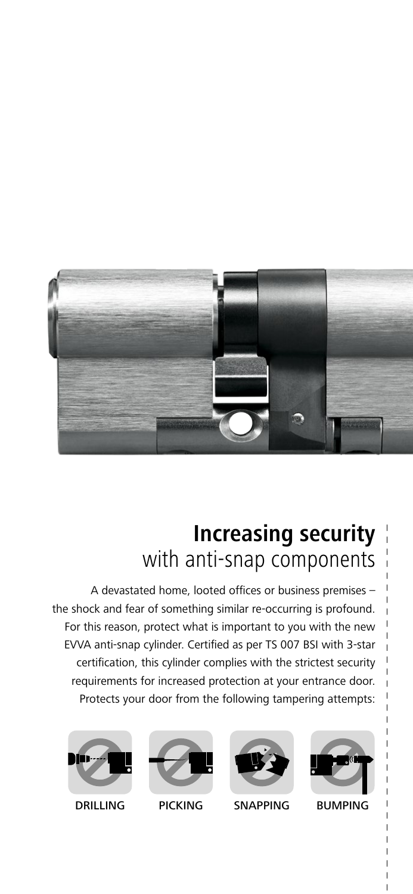## **Increasing security** with anti-snap components

A devastated home, looted offices or business premises – the shock and fear of something similar re-occurring is profound. For this reason, protect what is important to you with the new EVVA anti-snap cylinder. Certified as per TS 007 BSI with 3-star certification, this cylinder complies with the strictest security requirements for increased protection at your entrance door. Protects your door from the following tampering attempts:

DRILLING PICKING SNAPPING BUMPING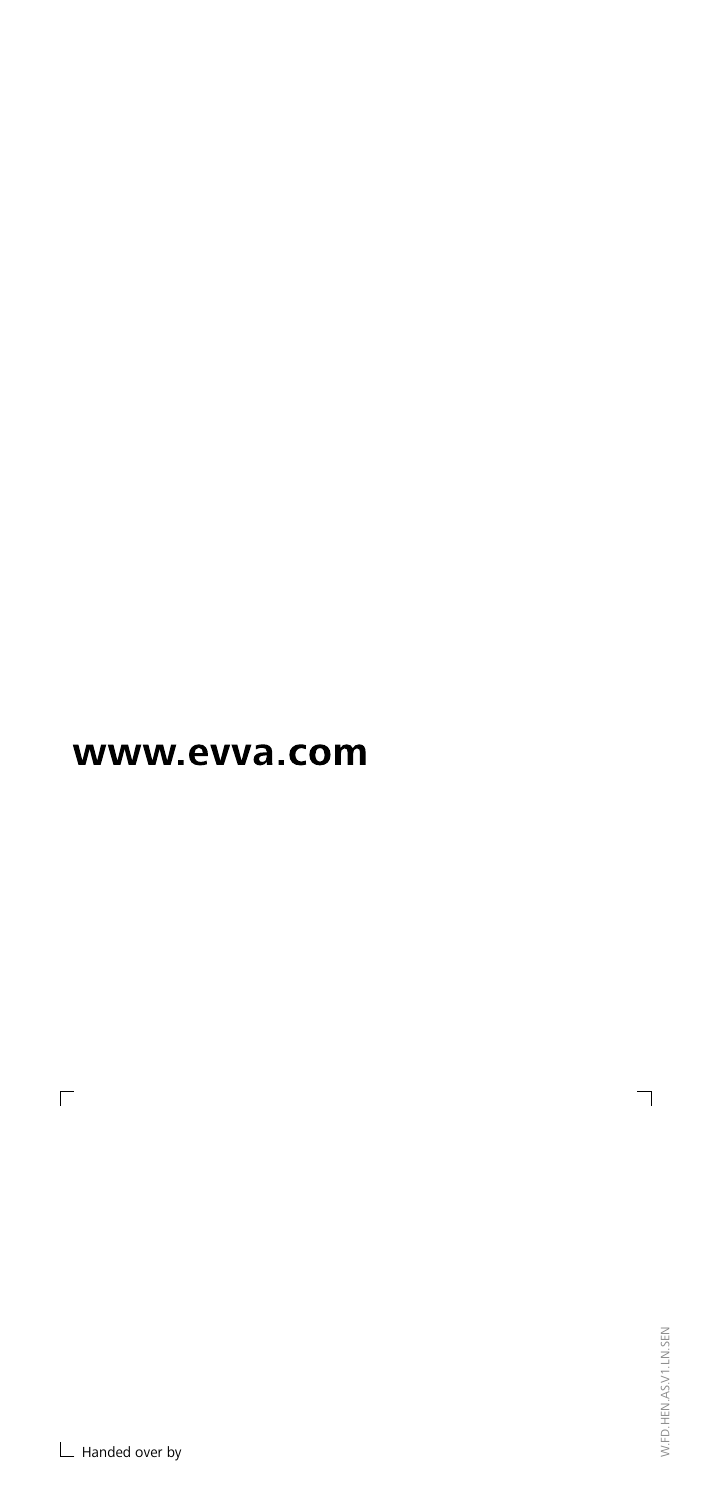**www.evva.com**

Handed over by

W.FD.HEN.AS.V1.LN.SEN